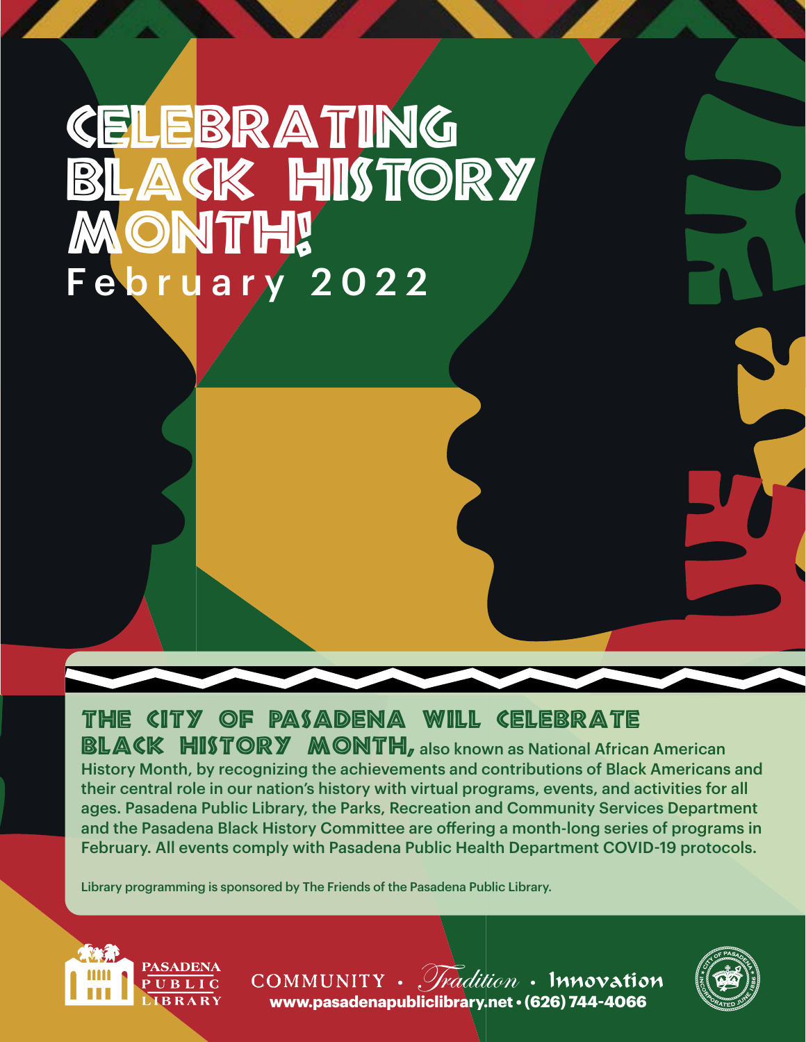# Celebrating Black History Month!

## February 2022

**THE CITY OF PASADENA WILL CELEBRATE BLACK HISTORY MONTH,** also known as National African American History Month, by recognizing the achievements and contributions of Black Americans and their central role in our nation's history with virtual programs, events, and activities for all ages. Pasadena Public Library, the Parks, Recreation and Community Services Department and the Pasadena Black History Committee are offering a month-long series of programs in February. All events comply with Pasadena Public Health Department COVID-19 protocols.

Library programming is sponsored by The Friends of the Pasadena Public Library.

PASADENA PUBLIC LIBRARY

COMMUNITY • *Tradition* • Innovation

**www.pasadenapubliclibrary.net • (626) 744-4066**

CITY OF PASADENA • INCORPORATED JUNE 1886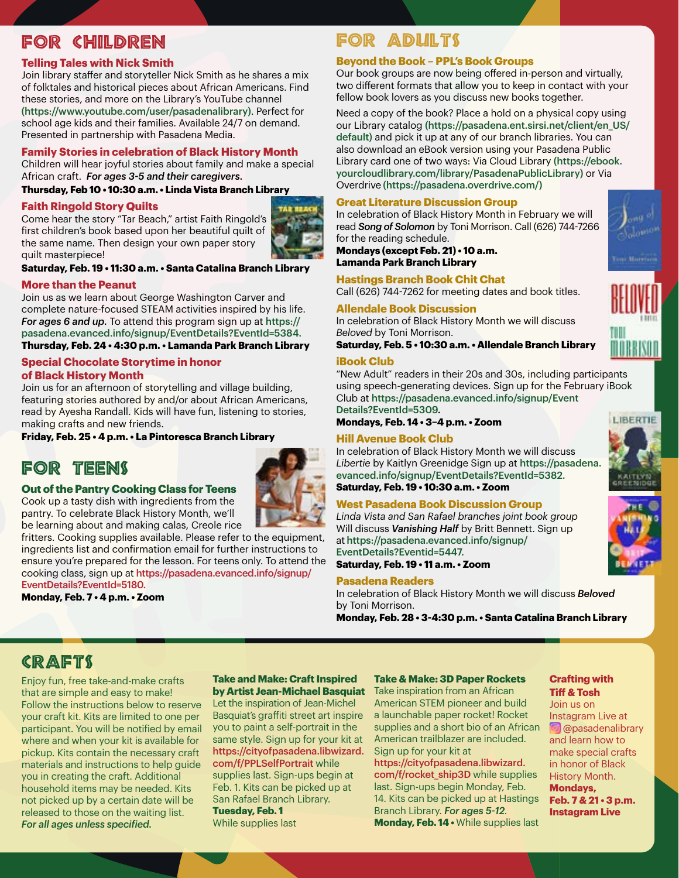# FOR CHILDREN

### Telling Tales with Nick Smith

Join library staffer and storyteller Nick Smith as he shares a mix of folktales and historical pieces about African Americans. Find these stories, and more on the Library's YouTube channel (https://www.youtube.com/user/pasadenalibrary). Perfect for school age kids and their families. Available 24/7 on demand. Presented in partnership with Pasadena Media.

### Family Stories in celebration of Black History Month

Children will hear joyful stories about family and make a special African craft. *For ages 3-5 and their caregivers.*

**Thursday, Feb 10 • 10:30 a.m. • Linda Vista Branch Library**

### Faith Ringold Story Quilts

Come hear the story "Tar Beach," artist Faith Ringold's first children's book based upon her beautiful quilt of the same name. Then design your own paper story quilt masterpiece!

**Saturday, Feb. 19 • 11:30 a.m. • Santa Catalina Branch Library**

### More than the Peanut

Join us as we learn about George Washington Carver and complete nature-focused STEAM activities inspired by his life. *For ages 6 and up.* To attend this program sign up at https://pasadena.evanced.info/signup/EventDetails?EventId=5384.

**Thursday, Feb. 24 • 4:30 p.m. • Lamanda Park Branch Library**

### Special Chocolate Storytime in honor of Black History Month

Join us for an afternoon of storytelling and village building, featuring stories authored by and/or about African Americans, read by Ayesha Randall. Kids will have fun, listening to stories, making crafts and new friends.

**Friday, Feb. 25 • 4 p.m. • La Pintoresca Branch Library**

# FOR TEENS

### Out of the Pantry Cooking Class for Teens

Cook up a tasty dish with ingredients from the pantry. To celebrate Black History Month, we'll be learning about and making calas, Creole rice fritters. Cooking supplies available. Please refer to the equipment, ingredients list and confirmation email for further instructions to ensure you're prepared for the lesson. For teens only. To attend the cooking class, sign up at https://pasadena.evanced.info/signup/EventDetails?EventId=5180.

**Monday, Feb. 7 • 4 p.m. • Zoom**

# FOR ADULTS

### Beyond the Book – PPL's Book Groups

Our book groups are now being offered in-person and virtually, two different formats that allow you to keep in contact with your fellow book lovers as you discuss new books together.

Need a copy of the book? Place a hold on a physical copy using our Library catalog (https://pasadena.ent.sirsi.net/client/en_US/default) and pick it up at any of our branch libraries. You can also download an eBook version using your Pasadena Public Library card one of two ways: Via Cloud Library (https://ebook.yourcloudlibrary.com/library/PasadenaPublicLibrary) or Via Overdrive (https://pasadena.overdrive.com/)

### Great Literature Discussion Group

In celebration of Black History Month in February we will read *Song of Solomon* by Toni Morrison. Call (626) 744-7266 for the reading schedule.

**Mondays (except Feb. 21) • 10 a.m.**
**Lamanda Park Branch Library**

### Hastings Branch Book Chit Chat

Call (626) 744-7262 for meeting dates and book titles.

### Allendale Book Discussion

In celebration of Black History Month we will discuss *Beloved* by Toni Morrison.

**Saturday, Feb. 5 • 10:30 a.m. • Allendale Branch Library**

### iBook Club

"New Adult" readers in their 20s and 30s, including participants using speech-generating devices. Sign up for the February iBook Club at https://pasadena.evanced.info/signup/EventDetails?EventId=5309.

**Mondays, Feb. 14 • 3–4 p.m. • Zoom**

### Hill Avenue Book Club

In celebration of Black History Month we will discuss *Libertie* by Kaitlyn Greenidge Sign up at https://pasadena.evanced.info/signup/EventDetails?EventId=5382.

**Saturday, Feb. 19 • 10:30 a.m. • Zoom**

### West Pasadena Book Discussion Group

*Linda Vista and San Rafael branches joint book group*
Will discuss ***Vanishing Half*** by Britt Bennett. Sign up at https://pasadena.evanced.info/signup/EventDetails?Eventid=5447.

**Saturday, Feb. 19 • 11 a.m. • Zoom**

### Pasadena Readers

In celebration of Black History Month we will discuss ***Beloved*** by Toni Morrison.

**Monday, Feb. 28 • 3-4:30 p.m. • Santa Catalina Branch Library**

# CRAFTS

Enjoy fun, free take-and-make crafts that are simple and easy to make! Follow the instructions below to reserve your craft kit. Kits are limited to one per participant. You will be notified by email where and when your kit is available for pickup. Kits contain the necessary craft materials and instructions to help guide you in creating the craft. Additional household items may be needed. Kits not picked up by a certain date will be released to those on the waiting list. *For all ages unless specified.*

### Take and Make: Craft Inspired by Artist Jean-Michael Basquiat

Let the inspiration of Jean-Michel Basquiat's graffiti street art inspire you to paint a self-portrait in the same style. Sign up for your kit at https://cityofpasadena.libwizard.com/f/PPLSelfPortrait while supplies last. Sign-ups begin at Feb. 1. Kits can be picked up at San Rafael Branch Library.

**Tuesday, Feb. 1**
While supplies last

### Take & Make: 3D Paper Rockets

Take inspiration from an African American STEM pioneer and build a launchable paper rocket! Rocket supplies and a short bio of an African American trailblazer are included. Sign up for your kit at https://cityofpasadena.libwizard.com/f/rocket_ship3D while supplies last. Sign-ups begin Monday, Feb. 14. Kits can be picked up at Hastings Branch Library. *For ages 5-12.*

**Monday, Feb. 14** • While supplies last

### Crafting with Tiff & Tosh

Join us on Instagram Live at @pasadenalibrary and learn how to make special crafts in honor of Black History Month.

**Mondays, Feb. 7 & 21 • 3 p.m. Instagram Live**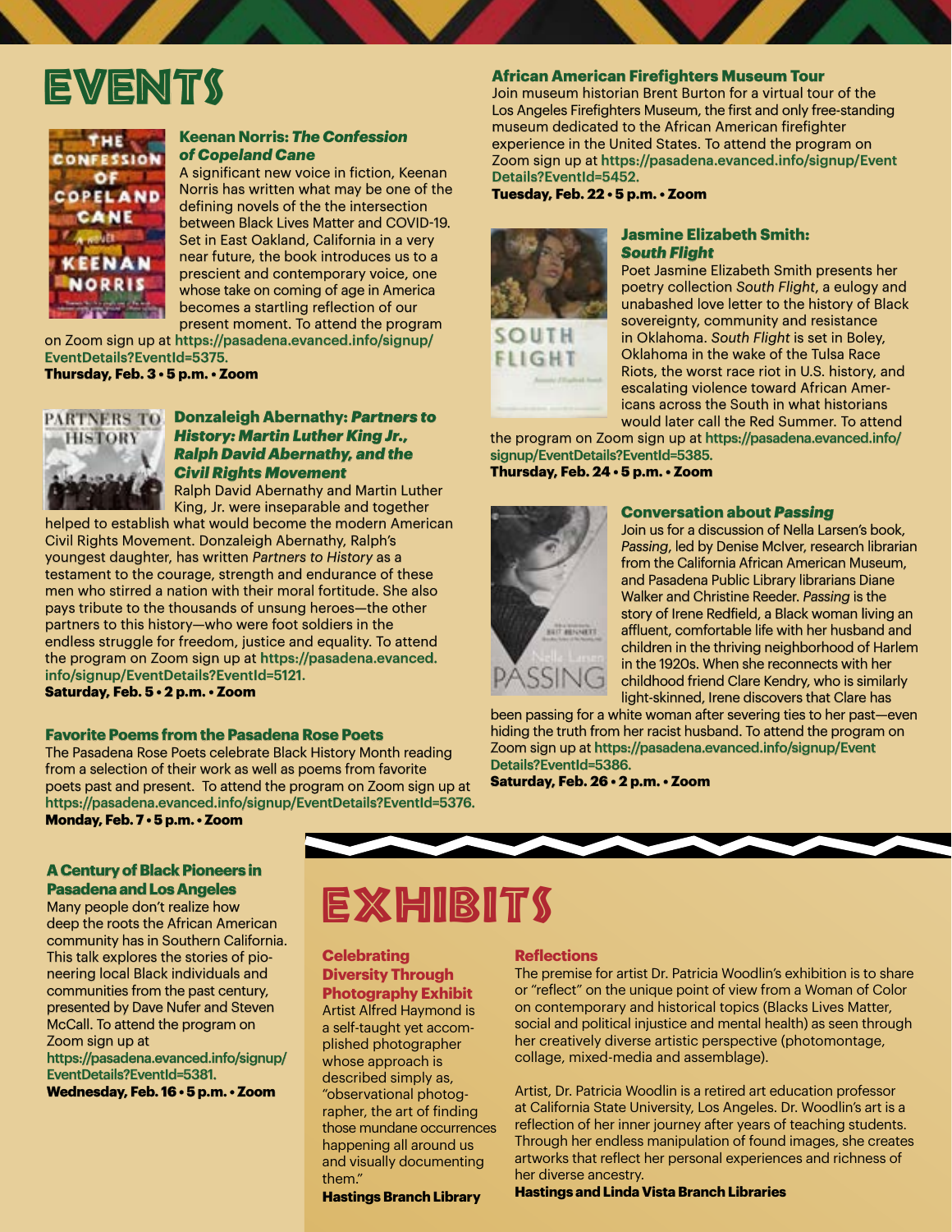# EVENTS

### Keenan Norris: *The Confession of Copeland Cane*

A significant new voice in fiction, Keenan Norris has written what may be one of the defining novels of the the intersection between Black Lives Matter and COVID-19. Set in East Oakland, California in a very near future, the book introduces us to a prescient and contemporary voice, one whose take on coming of age in America becomes a startling reflection of our present moment. To attend the program on Zoom sign up at https://pasadena.evanced.info/signup/EventDetails?EventId=5375.

**Thursday, Feb. 3 • 5 p.m. • Zoom**

### Donzaleigh Abernathy: *Partners to History: Martin Luther King Jr., Ralph David Abernathy, and the Civil Rights Movement*

Ralph David Abernathy and Martin Luther King, Jr. were inseparable and together helped to establish what would become the modern American Civil Rights Movement. Donzaleigh Abernathy, Ralph's youngest daughter, has written *Partners to History* as a testament to the courage, strength and endurance of these men who stirred a nation with their moral fortitude. She also pays tribute to the thousands of unsung heroes—the other partners to this history—who were foot soldiers in the endless struggle for freedom, justice and equality. To attend the program on Zoom sign up at https://pasadena.evanced.info/signup/EventDetails?EventId=5121.

**Saturday, Feb. 5 • 2 p.m. • Zoom**

### Favorite Poems from the Pasadena Rose Poets

The Pasadena Rose Poets celebrate Black History Month reading from a selection of their work as well as poems from favorite poets past and present. To attend the program on Zoom sign up at https://pasadena.evanced.info/signup/EventDetails?EventId=5376.

**Monday, Feb. 7 • 5 p.m. • Zoom**

### A Century of Black Pioneers in Pasadena and Los Angeles

Many people don't realize how deep the roots the African American community has in Southern California. This talk explores the stories of pioneering local Black individuals and communities from the past century, presented by Dave Nufer and Steven McCall. To attend the program on Zoom sign up at https://pasadena.evanced.info/signup/EventDetails?EventId=5381.

**Wednesday, Feb. 16 • 5 p.m. • Zoom**

### African American Firefighters Museum Tour

Join museum historian Brent Burton for a virtual tour of the Los Angeles Firefighters Museum, the first and only free-standing museum dedicated to the African American firefighter experience in the United States. To attend the program on Zoom sign up at https://pasadena.evanced.info/signup/EventDetails?EventId=5452.

**Tuesday, Feb. 22 • 5 p.m. • Zoom**

### Jasmine Elizabeth Smith: *South Flight*

Poet Jasmine Elizabeth Smith presents her poetry collection *South Flight*, a eulogy and unabashed love letter to the history of Black sovereignty, community and resistance in Oklahoma. *South Flight* is set in Boley, Oklahoma in the wake of the Tulsa Race Riots, the worst race riot in U.S. history, and escalating violence toward African Americans across the South in what historians would later call the Red Summer. To attend the program on Zoom sign up at https://pasadena.evanced.info/signup/EventDetails?EventId=5385.

**Thursday, Feb. 24 • 5 p.m. • Zoom**

### Conversation about *Passing*

Join us for a discussion of Nella Larsen's book, *Passing*, led by Denise McIver, research librarian from the California African American Museum, and Pasadena Public Library librarians Diane Walker and Christine Reeder. *Passing* is the story of Irene Redfield, a Black woman living an affluent, comfortable life with her husband and children in the thriving neighborhood of Harlem in the 1920s. When she reconnects with her childhood friend Clare Kendry, who is similarly light-skinned, Irene discovers that Clare has been passing for a white woman after severing ties to her past—even hiding the truth from her racist husband. To attend the program on Zoom sign up at https://pasadena.evanced.info/signup/EventDetails?EventId=5386.

**Saturday, Feb. 26 • 2 p.m. • Zoom**

# EXHIBITS

### Celebrating Diversity Through Photography Exhibit

Artist Alfred Haymond is a self-taught yet accomplished photographer whose approach is described simply as, "observational photographer, the art of finding those mundane occurrences happening all around us and visually documenting them."

**Hastings Branch Library**

### Reflections

The premise for artist Dr. Patricia Woodlin's exhibition is to share or "reflect" on the unique point of view from a Woman of Color on contemporary and historical topics (Blacks Lives Matter, social and political injustice and mental health) as seen through her creatively diverse artistic perspective (photomontage, collage, mixed-media and assemblage).

Artist, Dr. Patricia Woodlin is a retired art education professor at California State University, Los Angeles. Dr. Woodlin's art is a reflection of her inner journey after years of teaching students. Through her endless manipulation of found images, she creates artworks that reflect her personal experiences and richness of her diverse ancestry.

**Hastings and Linda Vista Branch Libraries**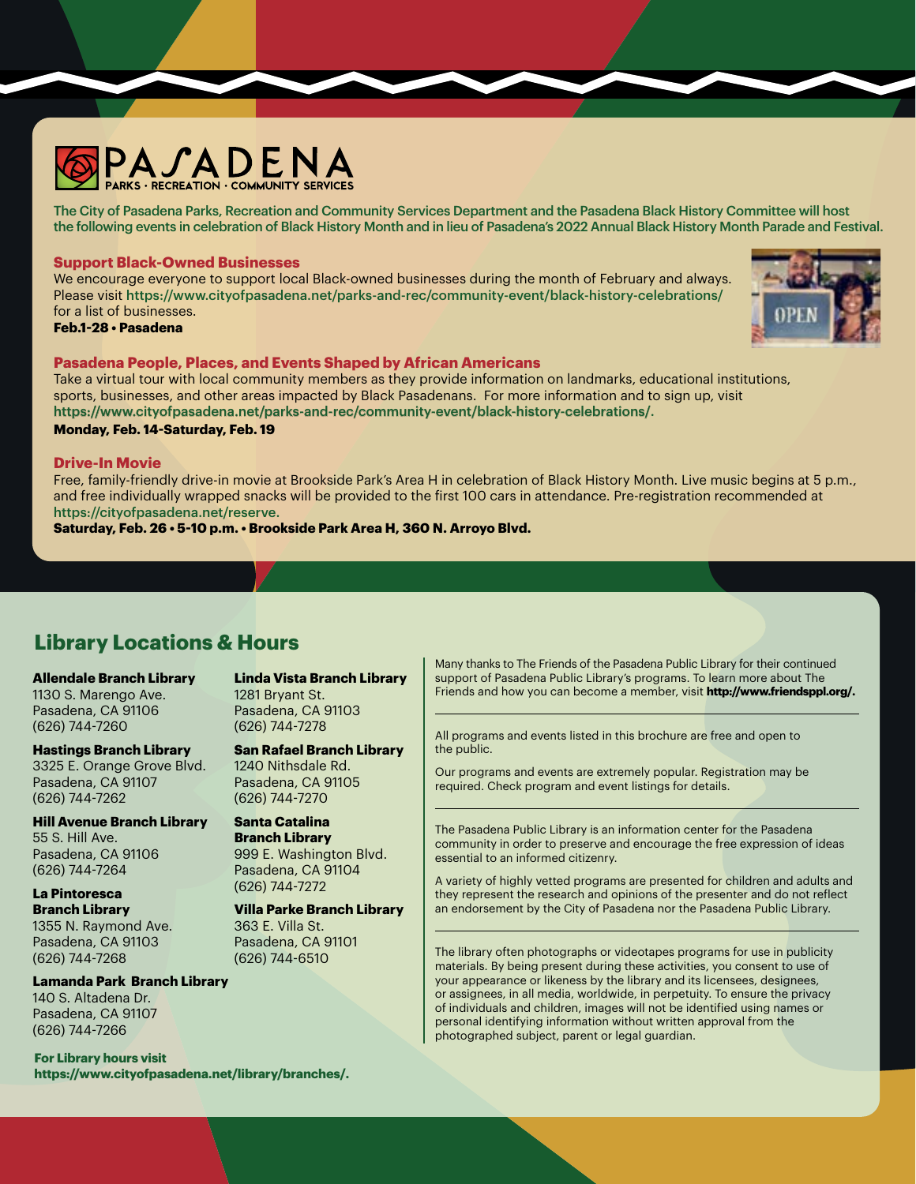# PASADENA
PARKS · RECREATION · COMMUNITY SERVICES

The City of Pasadena Parks, Recreation and Community Services Department and the Pasadena Black History Committee will host the following events in celebration of Black History Month and in lieu of Pasadena's 2022 Annual Black History Month Parade and Festival.

### Support Black-Owned Businesses

We encourage everyone to support local Black-owned businesses during the month of February and always. Please visit https://www.cityofpasadena.net/parks-and-rec/community-event/black-history-celebrations/ for a list of businesses.

**Feb.1-28 • Pasadena**

### Pasadena People, Places, and Events Shaped by African Americans

Take a virtual tour with local community members as they provide information on landmarks, educational institutions, sports, businesses, and other areas impacted by Black Pasadenans. For more information and to sign up, visit https://www.cityofpasadena.net/parks-and-rec/community-event/black-history-celebrations/.

**Monday, Feb. 14-Saturday, Feb. 19**

### Drive-In Movie

Free, family-friendly drive-in movie at Brookside Park's Area H in celebration of Black History Month. Live music begins at 5 p.m., and free individually wrapped snacks will be provided to the first 100 cars in attendance. Pre-registration recommended at https://cityofpasadena.net/reserve.

**Saturday, Feb. 26 • 5-10 p.m. • Brookside Park Area H, 360 N. Arroyo Blvd.**

## Library Locations & Hours

**Allendale Branch Library**
1130 S. Marengo Ave.
Pasadena, CA 91106
(626) 744-7260

**Hastings Branch Library**
3325 E. Orange Grove Blvd.
Pasadena, CA 91107
(626) 744-7262

**Hill Avenue Branch Library**
55 S. Hill Ave.
Pasadena, CA 91106
(626) 744-7264

**La Pintoresca Branch Library**
1355 N. Raymond Ave.
Pasadena, CA 91103
(626) 744-7268

**Lamanda Park Branch Library**
140 S. Altadena Dr.
Pasadena, CA 91107
(626) 744-7266

**Linda Vista Branch Library**
1281 Bryant St.
Pasadena, CA 91103
(626) 744-7278

**San Rafael Branch Library**
1240 Nithsdale Rd.
Pasadena, CA 91105
(626) 744-7270

**Santa Catalina Branch Library**
999 E. Washington Blvd.
Pasadena, CA 91104
(626) 744-7272

**Villa Parke Branch Library**
363 E. Villa St.
Pasadena, CA 91101
(626) 744-6510

**For Library hours visit https://www.cityofpasadena.net/library/branches/.**

Many thanks to The Friends of the Pasadena Public Library for their continued support of Pasadena Public Library's programs. To learn more about The Friends and how you can become a member, visit **http://www.friendsppl.org/.**

All programs and events listed in this brochure are free and open to the public.

Our programs and events are extremely popular. Registration may be required. Check program and event listings for details.

The Pasadena Public Library is an information center for the Pasadena community in order to preserve and encourage the free expression of ideas essential to an informed citizenry.

A variety of highly vetted programs are presented for children and adults and they represent the research and opinions of the presenter and do not reflect an endorsement by the City of Pasadena nor the Pasadena Public Library.

The library often photographs or videotapes programs for use in publicity materials. By being present during these activities, you consent to use of your appearance or likeness by the library and its licensees, designees, or assignees, in all media, worldwide, in perpetuity. To ensure the privacy of individuals and children, images will not be identified using names or personal identifying information without written approval from the photographed subject, parent or legal guardian.